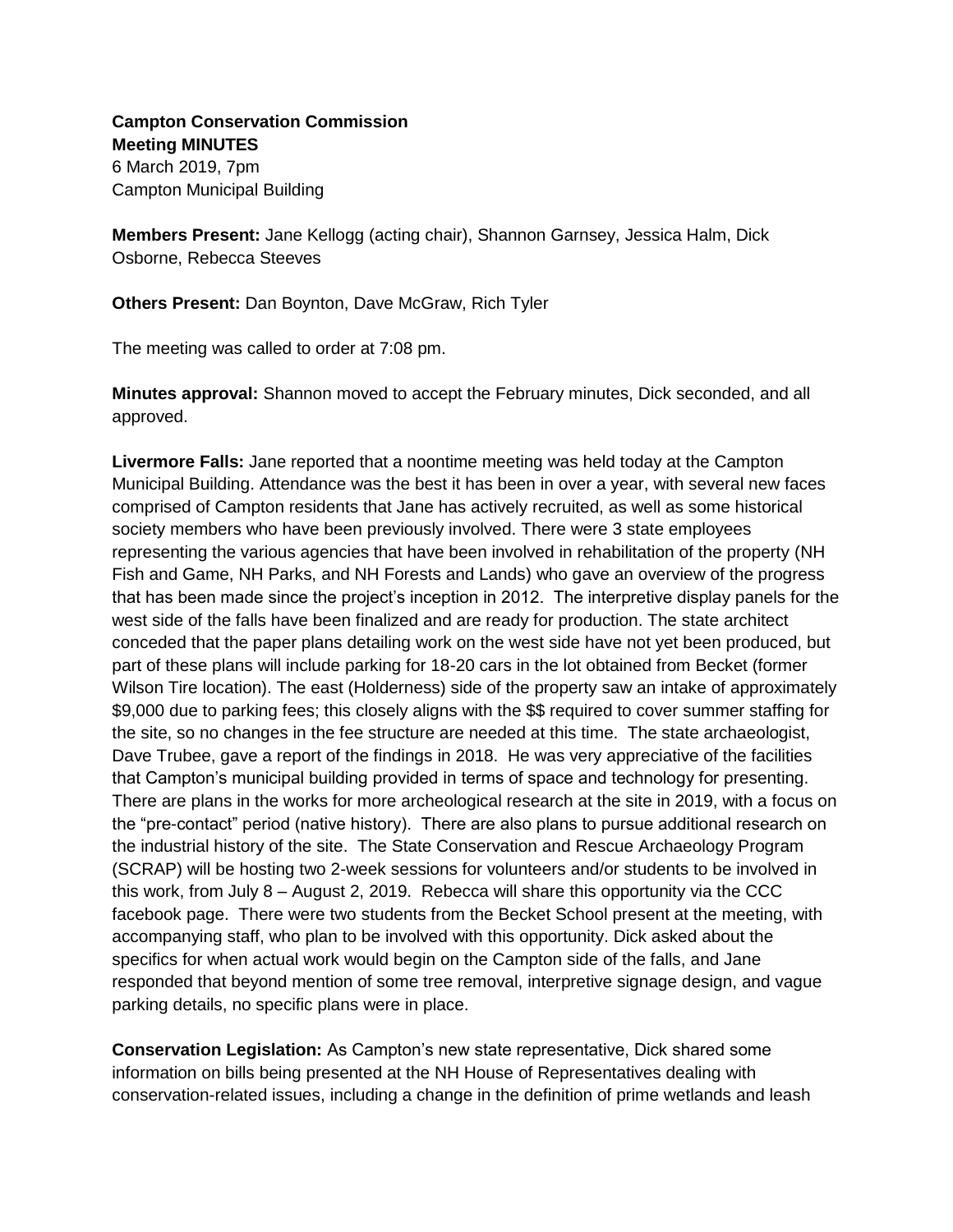**Campton Conservation Commission**
**Meeting MINUTES**
6 March 2019, 7pm
Campton Municipal Building

**Members Present:** Jane Kellogg (acting chair), Shannon Garnsey, Jessica Halm, Dick Osborne, Rebecca Steeves

**Others Present:** Dan Boynton, Dave McGraw, Rich Tyler

The meeting was called to order at 7:08 pm.

**Minutes approval:** Shannon moved to accept the February minutes, Dick seconded, and all approved.

**Livermore Falls:** Jane reported that a noontime meeting was held today at the Campton Municipal Building. Attendance was the best it has been in over a year, with several new faces comprised of Campton residents that Jane has actively recruited, as well as some historical society members who have been previously involved. There were 3 state employees representing the various agencies that have been involved in rehabilitation of the property (NH Fish and Game, NH Parks, and NH Forests and Lands) who gave an overview of the progress that has been made since the project's inception in 2012. The interpretive display panels for the west side of the falls have been finalized and are ready for production. The state architect conceded that the paper plans detailing work on the west side have not yet been produced, but part of these plans will include parking for 18-20 cars in the lot obtained from Becket (former Wilson Tire location). The east (Holderness) side of the property saw an intake of approximately $9,000 due to parking fees; this closely aligns with the $$ required to cover summer staffing for the site, so no changes in the fee structure are needed at this time. The state archaeologist, Dave Trubee, gave a report of the findings in 2018. He was very appreciative of the facilities that Campton's municipal building provided in terms of space and technology for presenting. There are plans in the works for more archeological research at the site in 2019, with a focus on the "pre-contact" period (native history). There are also plans to pursue additional research on the industrial history of the site. The State Conservation and Rescue Archaeology Program (SCRAP) will be hosting two 2-week sessions for volunteers and/or students to be involved in this work, from July 8 – August 2, 2019. Rebecca will share this opportunity via the CCC facebook page. There were two students from the Becket School present at the meeting, with accompanying staff, who plan to be involved with this opportunity. Dick asked about the specifics for when actual work would begin on the Campton side of the falls, and Jane responded that beyond mention of some tree removal, interpretive signage design, and vague parking details, no specific plans were in place.

**Conservation Legislation:** As Campton's new state representative, Dick shared some information on bills being presented at the NH House of Representatives dealing with conservation-related issues, including a change in the definition of prime wetlands and leash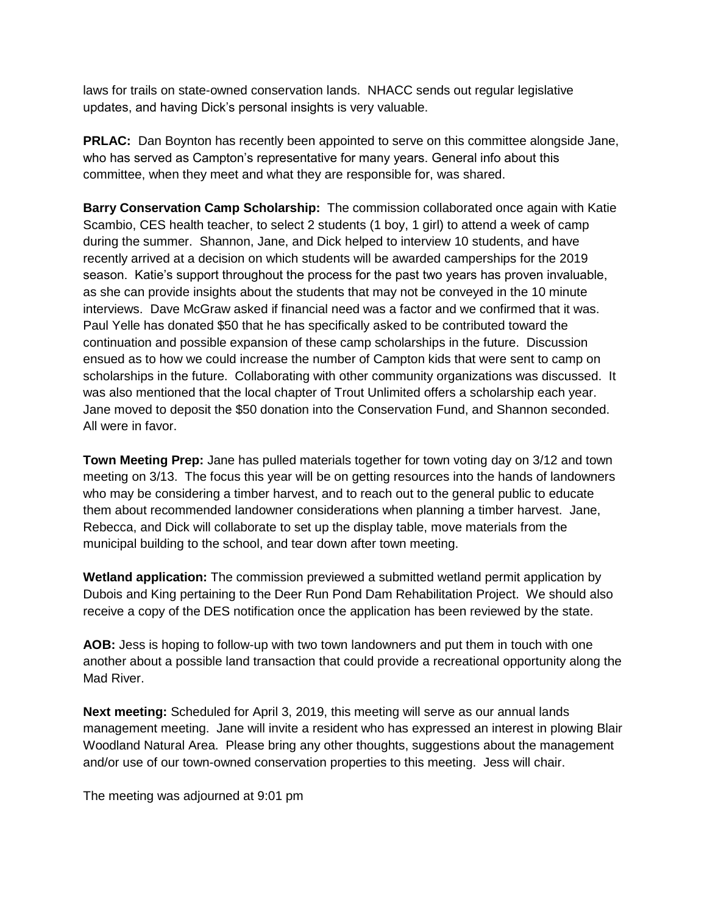laws for trails on state-owned conservation lands. NHACC sends out regular legislative updates, and having Dick's personal insights is very valuable.

**PRLAC:** Dan Boynton has recently been appointed to serve on this committee alongside Jane, who has served as Campton's representative for many years. General info about this committee, when they meet and what they are responsible for, was shared.

**Barry Conservation Camp Scholarship:** The commission collaborated once again with Katie Scambio, CES health teacher, to select 2 students (1 boy, 1 girl) to attend a week of camp during the summer. Shannon, Jane, and Dick helped to interview 10 students, and have recently arrived at a decision on which students will be awarded camperships for the 2019 season. Katie's support throughout the process for the past two years has proven invaluable, as she can provide insights about the students that may not be conveyed in the 10 minute interviews. Dave McGraw asked if financial need was a factor and we confirmed that it was. Paul Yelle has donated $50 that he has specifically asked to be contributed toward the continuation and possible expansion of these camp scholarships in the future. Discussion ensued as to how we could increase the number of Campton kids that were sent to camp on scholarships in the future. Collaborating with other community organizations was discussed. It was also mentioned that the local chapter of Trout Unlimited offers a scholarship each year. Jane moved to deposit the $50 donation into the Conservation Fund, and Shannon seconded. All were in favor.

**Town Meeting Prep:** Jane has pulled materials together for town voting day on 3/12 and town meeting on 3/13. The focus this year will be on getting resources into the hands of landowners who may be considering a timber harvest, and to reach out to the general public to educate them about recommended landowner considerations when planning a timber harvest. Jane, Rebecca, and Dick will collaborate to set up the display table, move materials from the municipal building to the school, and tear down after town meeting.

**Wetland application:** The commission previewed a submitted wetland permit application by Dubois and King pertaining to the Deer Run Pond Dam Rehabilitation Project. We should also receive a copy of the DES notification once the application has been reviewed by the state.

**AOB:** Jess is hoping to follow-up with two town landowners and put them in touch with one another about a possible land transaction that could provide a recreational opportunity along the Mad River.

**Next meeting:** Scheduled for April 3, 2019, this meeting will serve as our annual lands management meeting. Jane will invite a resident who has expressed an interest in plowing Blair Woodland Natural Area. Please bring any other thoughts, suggestions about the management and/or use of our town-owned conservation properties to this meeting. Jess will chair.

The meeting was adjourned at 9:01 pm